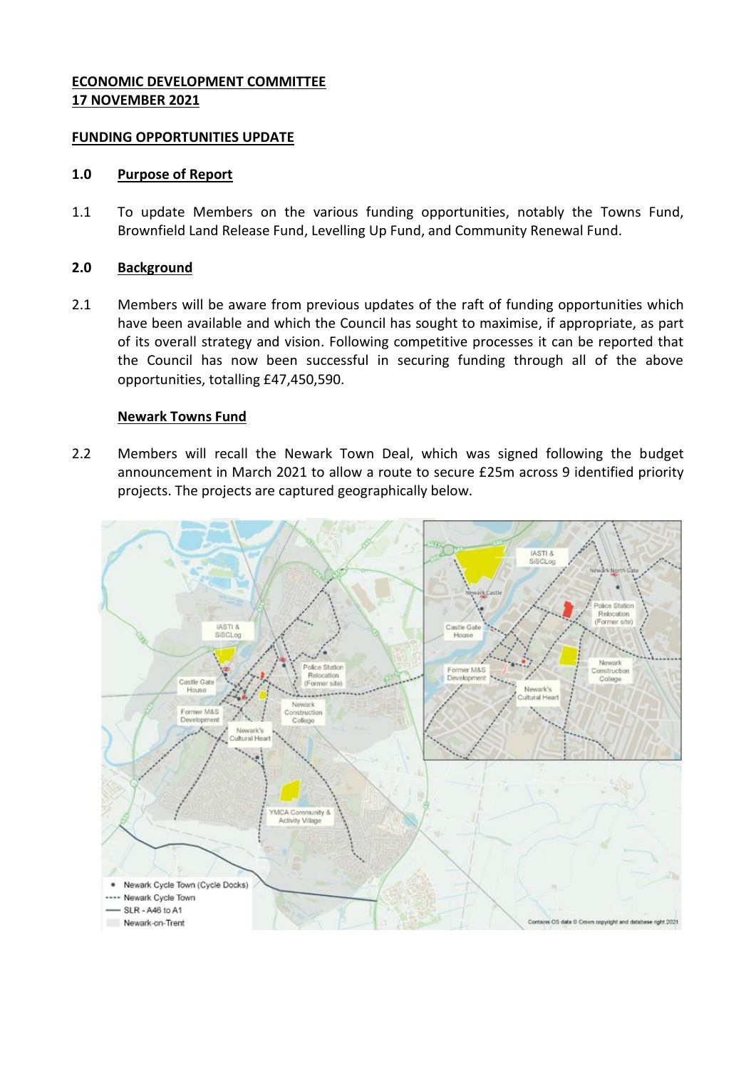**ECONOMIC DEVELOPMENT COMMITTEE**
**17 NOVEMBER 2021**

**FUNDING OPPORTUNITIES UPDATE**

## 1.0 Purpose of Report

1.1 To update Members on the various funding opportunities, notably the Towns Fund, Brownfield Land Release Fund, Levelling Up Fund, and Community Renewal Fund.

## 2.0 Background

2.1 Members will be aware from previous updates of the raft of funding opportunities which have been available and which the Council has sought to maximise, if appropriate, as part of its overall strategy and vision. Following competitive processes it can be reported that the Council has now been successful in securing funding through all of the above opportunities, totalling £47,450,590.

**Newark Towns Fund**

2.2 Members will recall the Newark Town Deal, which was signed following the budget announcement in March 2021 to allow a route to secure £25m across 9 identified priority projects. The projects are captured geographically below.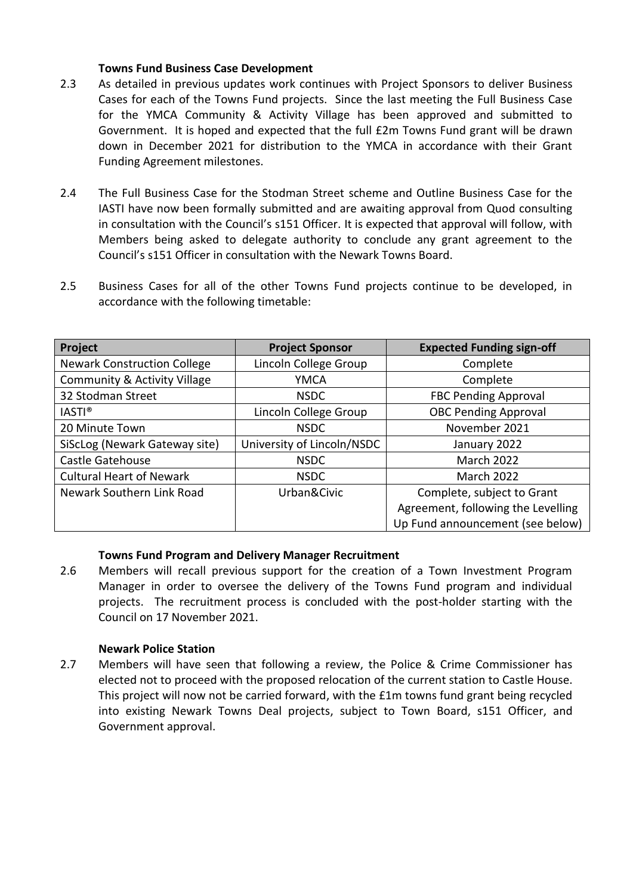**Towns Fund Business Case Development**

2.3 As detailed in previous updates work continues with Project Sponsors to deliver Business Cases for each of the Towns Fund projects. Since the last meeting the Full Business Case for the YMCA Community & Activity Village has been approved and submitted to Government. It is hoped and expected that the full £2m Towns Fund grant will be drawn down in December 2021 for distribution to the YMCA in accordance with their Grant Funding Agreement milestones.

2.4 The Full Business Case for the Stodman Street scheme and Outline Business Case for the IASTI have now been formally submitted and are awaiting approval from Quod consulting in consultation with the Council's s151 Officer. It is expected that approval will follow, with Members being asked to delegate authority to conclude any grant agreement to the Council's s151 Officer in consultation with the Newark Towns Board.

2.5 Business Cases for all of the other Towns Fund projects continue to be developed, in accordance with the following timetable:

| Project | Project Sponsor | Expected Funding sign-off |
|---|---|---|
| Newark Construction College | Lincoln College Group | Complete |
| Community & Activity Village | YMCA | Complete |
| 32 Stodman Street | NSDC | FBC Pending Approval |
| IASTI® | Lincoln College Group | OBC Pending Approval |
| 20 Minute Town | NSDC | November 2021 |
| SiScLog (Newark Gateway site) | University of Lincoln/NSDC | January 2022 |
| Castle Gatehouse | NSDC | March 2022 |
| Cultural Heart of Newark | NSDC | March 2022 |
| Newark Southern Link Road | Urban&Civic | Complete, subject to Grant Agreement, following the Levelling Up Fund announcement (see below) |

**Towns Fund Program and Delivery Manager Recruitment**

2.6 Members will recall previous support for the creation of a Town Investment Program Manager in order to oversee the delivery of the Towns Fund program and individual projects. The recruitment process is concluded with the post-holder starting with the Council on 17 November 2021.

**Newark Police Station**

2.7 Members will have seen that following a review, the Police & Crime Commissioner has elected not to proceed with the proposed relocation of the current station to Castle House. This project will now not be carried forward, with the £1m towns fund grant being recycled into existing Newark Towns Deal projects, subject to Town Board, s151 Officer, and Government approval.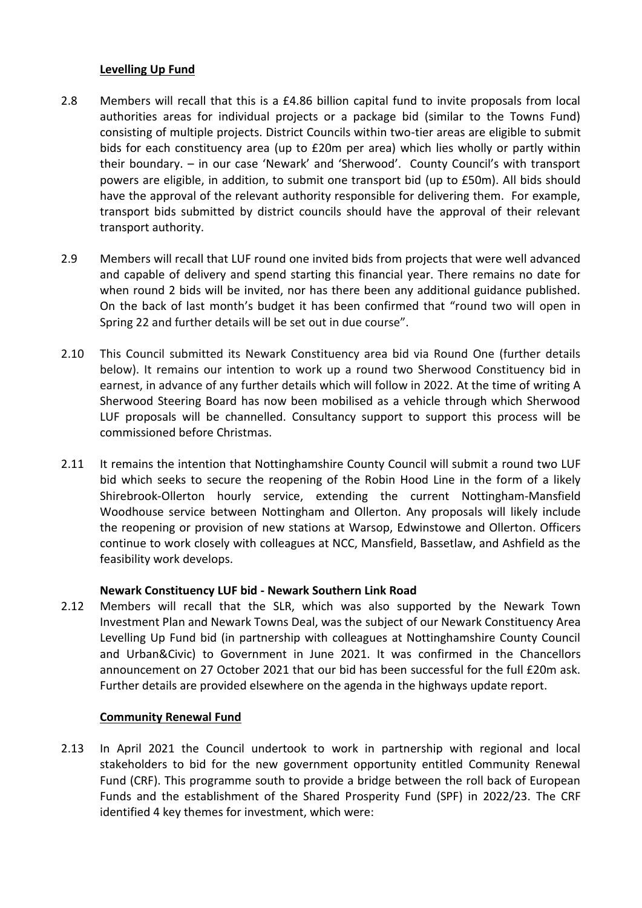**Levelling Up Fund**

2.8 Members will recall that this is a £4.86 billion capital fund to invite proposals from local authorities areas for individual projects or a package bid (similar to the Towns Fund) consisting of multiple projects. District Councils within two-tier areas are eligible to submit bids for each constituency area (up to £20m per area) which lies wholly or partly within their boundary. – in our case 'Newark' and 'Sherwood'. County Council's with transport powers are eligible, in addition, to submit one transport bid (up to £50m). All bids should have the approval of the relevant authority responsible for delivering them. For example, transport bids submitted by district councils should have the approval of their relevant transport authority.

2.9 Members will recall that LUF round one invited bids from projects that were well advanced and capable of delivery and spend starting this financial year. There remains no date for when round 2 bids will be invited, nor has there been any additional guidance published. On the back of last month's budget it has been confirmed that "round two will open in Spring 22 and further details will be set out in due course".

2.10 This Council submitted its Newark Constituency area bid via Round One (further details below). It remains our intention to work up a round two Sherwood Constituency bid in earnest, in advance of any further details which will follow in 2022. At the time of writing A Sherwood Steering Board has now been mobilised as a vehicle through which Sherwood LUF proposals will be channelled. Consultancy support to support this process will be commissioned before Christmas.

2.11 It remains the intention that Nottinghamshire County Council will submit a round two LUF bid which seeks to secure the reopening of the Robin Hood Line in the form of a likely Shirebrook-Ollerton hourly service, extending the current Nottingham-Mansfield Woodhouse service between Nottingham and Ollerton. Any proposals will likely include the reopening or provision of new stations at Warsop, Edwinstowe and Ollerton. Officers continue to work closely with colleagues at NCC, Mansfield, Bassetlaw, and Ashfield as the feasibility work develops.

**Newark Constituency LUF bid - Newark Southern Link Road**

2.12 Members will recall that the SLR, which was also supported by the Newark Town Investment Plan and Newark Towns Deal, was the subject of our Newark Constituency Area Levelling Up Fund bid (in partnership with colleagues at Nottinghamshire County Council and Urban&Civic) to Government in June 2021. It was confirmed in the Chancellors announcement on 27 October 2021 that our bid has been successful for the full £20m ask. Further details are provided elsewhere on the agenda in the highways update report.

**Community Renewal Fund**

2.13 In April 2021 the Council undertook to work in partnership with regional and local stakeholders to bid for the new government opportunity entitled Community Renewal Fund (CRF). This programme south to provide a bridge between the roll back of European Funds and the establishment of the Shared Prosperity Fund (SPF) in 2022/23. The CRF identified 4 key themes for investment, which were: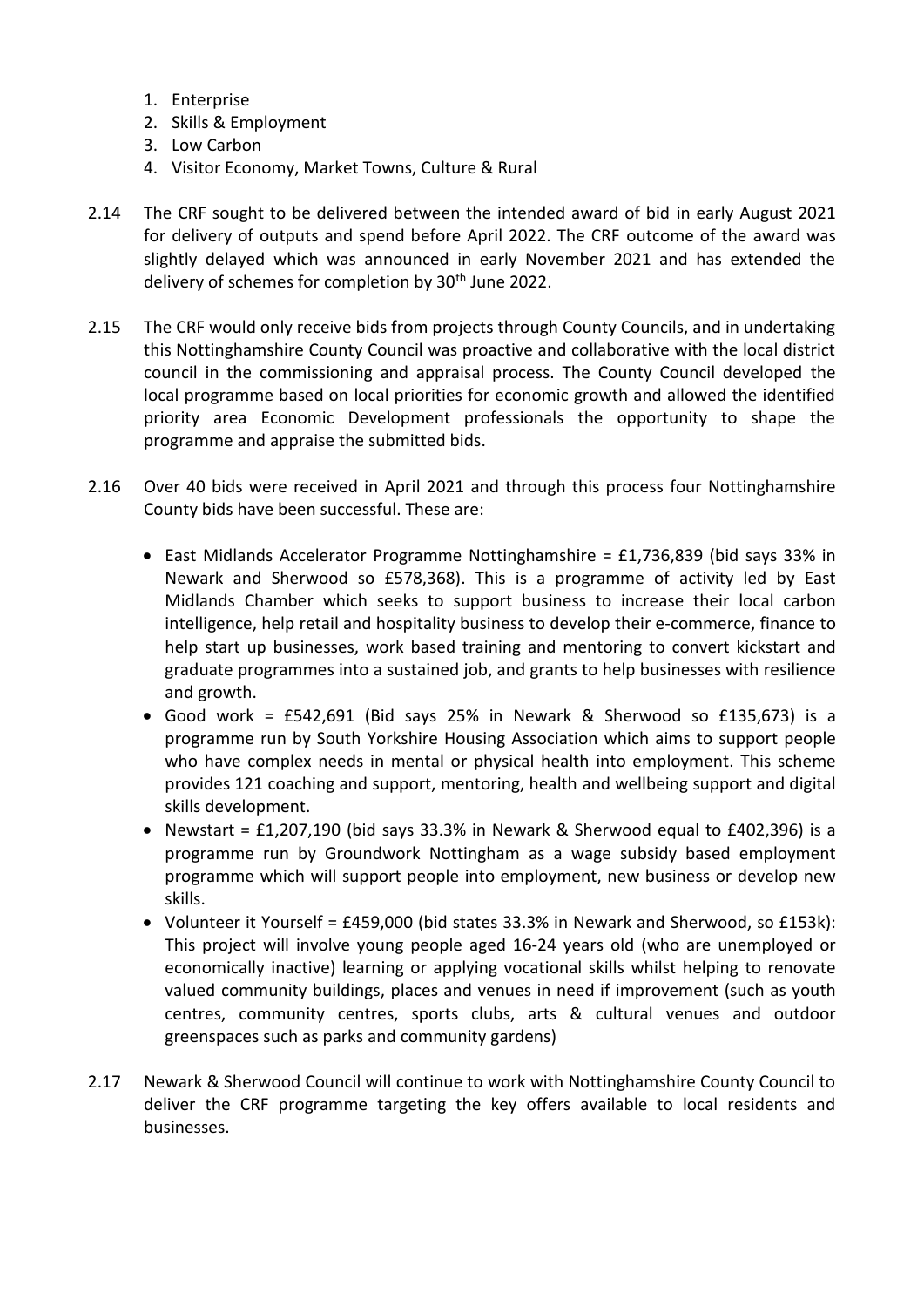1. Enterprise
2. Skills & Employment
3. Low Carbon
4. Visitor Economy, Market Towns, Culture & Rural

2.14 The CRF sought to be delivered between the intended award of bid in early August 2021 for delivery of outputs and spend before April 2022. The CRF outcome of the award was slightly delayed which was announced in early November 2021 and has extended the delivery of schemes for completion by 30th June 2022.

2.15 The CRF would only receive bids from projects through County Councils, and in undertaking this Nottinghamshire County Council was proactive and collaborative with the local district council in the commissioning and appraisal process. The County Council developed the local programme based on local priorities for economic growth and allowed the identified priority area Economic Development professionals the opportunity to shape the programme and appraise the submitted bids.

2.16 Over 40 bids were received in April 2021 and through this process four Nottinghamshire County bids have been successful. These are:

- East Midlands Accelerator Programme Nottinghamshire = £1,736,839 (bid says 33% in Newark and Sherwood so £578,368). This is a programme of activity led by East Midlands Chamber which seeks to support business to increase their local carbon intelligence, help retail and hospitality business to develop their e-commerce, finance to help start up businesses, work based training and mentoring to convert kickstart and graduate programmes into a sustained job, and grants to help businesses with resilience and growth.
- Good work = £542,691 (Bid says 25% in Newark & Sherwood so £135,673) is a programme run by South Yorkshire Housing Association which aims to support people who have complex needs in mental or physical health into employment. This scheme provides 121 coaching and support, mentoring, health and wellbeing support and digital skills development.
- Newstart = £1,207,190 (bid says 33.3% in Newark & Sherwood equal to £402,396) is a programme run by Groundwork Nottingham as a wage subsidy based employment programme which will support people into employment, new business or develop new skills.
- Volunteer it Yourself = £459,000 (bid states 33.3% in Newark and Sherwood, so £153k): This project will involve young people aged 16-24 years old (who are unemployed or economically inactive) learning or applying vocational skills whilst helping to renovate valued community buildings, places and venues in need if improvement (such as youth centres, community centres, sports clubs, arts & cultural venues and outdoor greenspaces such as parks and community gardens)

2.17 Newark & Sherwood Council will continue to work with Nottinghamshire County Council to deliver the CRF programme targeting the key offers available to local residents and businesses.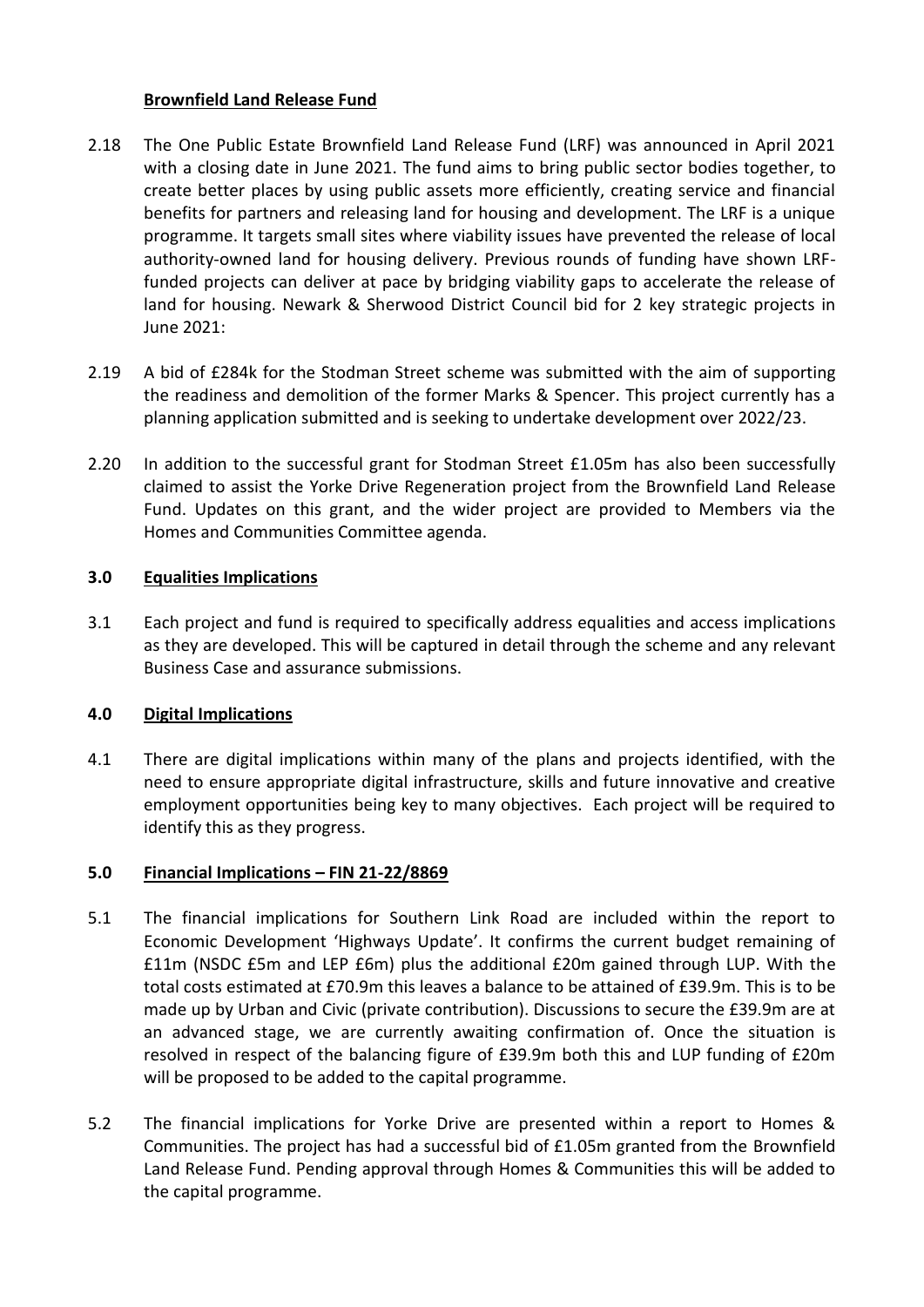**Brownfield Land Release Fund**

2.18 The One Public Estate Brownfield Land Release Fund (LRF) was announced in April 2021 with a closing date in June 2021. The fund aims to bring public sector bodies together, to create better places by using public assets more efficiently, creating service and financial benefits for partners and releasing land for housing and development. The LRF is a unique programme. It targets small sites where viability issues have prevented the release of local authority-owned land for housing delivery. Previous rounds of funding have shown LRF-funded projects can deliver at pace by bridging viability gaps to accelerate the release of land for housing. Newark & Sherwood District Council bid for 2 key strategic projects in June 2021:

2.19 A bid of £284k for the Stodman Street scheme was submitted with the aim of supporting the readiness and demolition of the former Marks & Spencer. This project currently has a planning application submitted and is seeking to undertake development over 2022/23.

2.20 In addition to the successful grant for Stodman Street £1.05m has also been successfully claimed to assist the Yorke Drive Regeneration project from the Brownfield Land Release Fund. Updates on this grant, and the wider project are provided to Members via the Homes and Communities Committee agenda.

## 3.0 Equalities Implications

3.1 Each project and fund is required to specifically address equalities and access implications as they are developed. This will be captured in detail through the scheme and any relevant Business Case and assurance submissions.

## 4.0 Digital Implications

4.1 There are digital implications within many of the plans and projects identified, with the need to ensure appropriate digital infrastructure, skills and future innovative and creative employment opportunities being key to many objectives. Each project will be required to identify this as they progress.

## 5.0 Financial Implications – FIN 21-22/8869

5.1 The financial implications for Southern Link Road are included within the report to Economic Development 'Highways Update'. It confirms the current budget remaining of £11m (NSDC £5m and LEP £6m) plus the additional £20m gained through LUP. With the total costs estimated at £70.9m this leaves a balance to be attained of £39.9m. This is to be made up by Urban and Civic (private contribution). Discussions to secure the £39.9m are at an advanced stage, we are currently awaiting confirmation of. Once the situation is resolved in respect of the balancing figure of £39.9m both this and LUP funding of £20m will be proposed to be added to the capital programme.

5.2 The financial implications for Yorke Drive are presented within a report to Homes & Communities. The project has had a successful bid of £1.05m granted from the Brownfield Land Release Fund. Pending approval through Homes & Communities this will be added to the capital programme.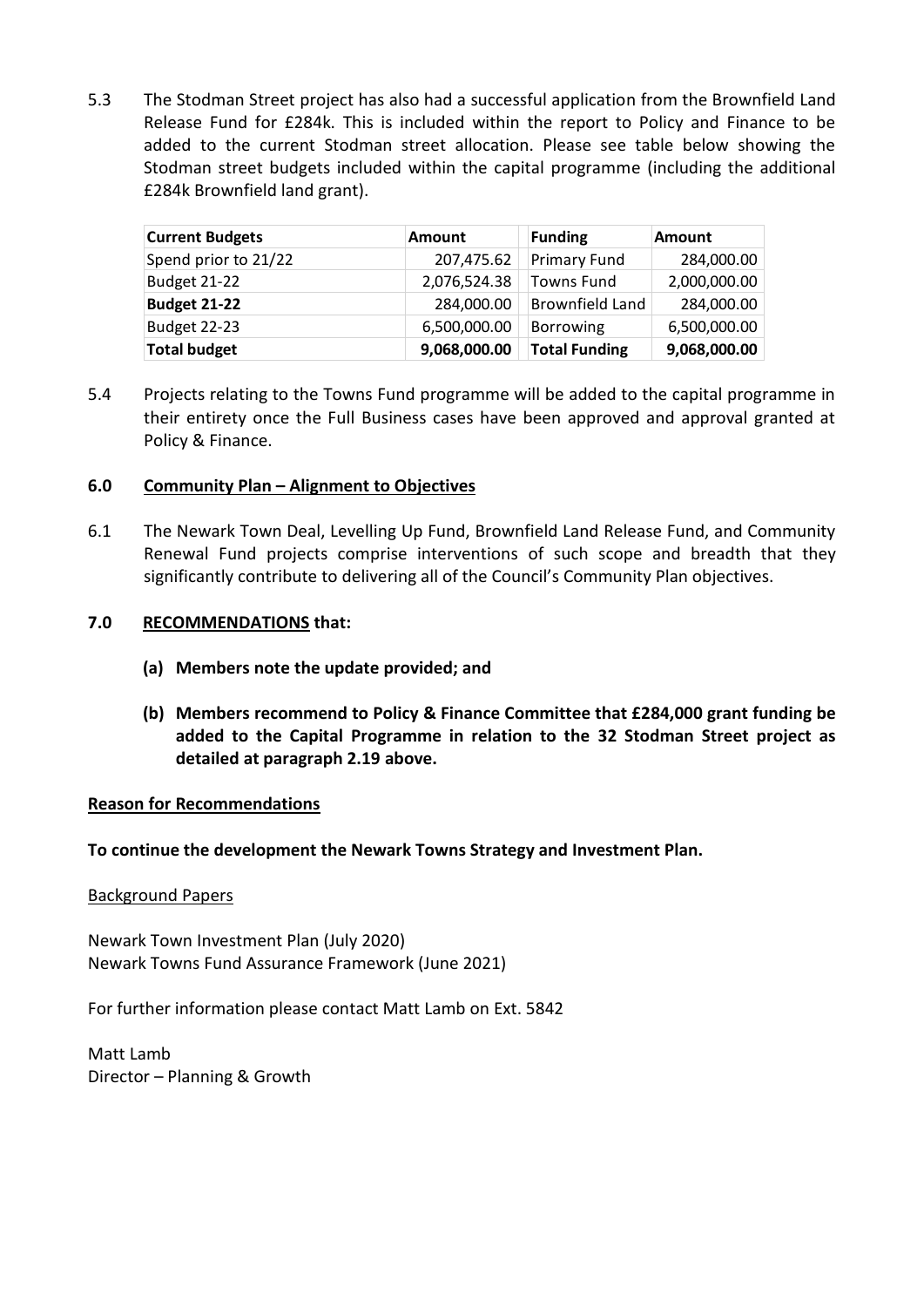5.3 The Stodman Street project has also had a successful application from the Brownfield Land Release Fund for £284k. This is included within the report to Policy and Finance to be added to the current Stodman street allocation. Please see table below showing the Stodman street budgets included within the capital programme (including the additional £284k Brownfield land grant).

| **Current Budgets** | **Amount** | **Funding** | **Amount** |
|---|---|---|---|
| Spend prior to 21/22 | 207,475.62 | Primary Fund | 284,000.00 |
| Budget 21-22 | 2,076,524.38 | Towns Fund | 2,000,000.00 |
| **Budget 21-22** | 284,000.00 | Brownfield Land | 284,000.00 |
| Budget 22-23 | 6,500,000.00 | Borrowing | 6,500,000.00 |
| **Total budget** | **9,068,000.00** | **Total Funding** | **9,068,000.00** |

5.4 Projects relating to the Towns Fund programme will be added to the capital programme in their entirety once the Full Business cases have been approved and approval granted at Policy & Finance.

## 6.0 <u>Community Plan – Alignment to Objectives</u>

6.1 The Newark Town Deal, Levelling Up Fund, Brownfield Land Release Fund, and Community Renewal Fund projects comprise interventions of such scope and breadth that they significantly contribute to delivering all of the Council's Community Plan objectives.

## 7.0 <u>RECOMMENDATIONS</u> that:

**(a) Members note the update provided; and**

**(b) Members recommend to Policy & Finance Committee that £284,000 grant funding be added to the Capital Programme in relation to the 32 Stodman Street project as detailed at paragraph 2.19 above.**

**<u>Reason for Recommendations</u>**

**To continue the development the Newark Towns Strategy and Investment Plan.**

<u>Background Papers</u>

Newark Town Investment Plan (July 2020)
Newark Towns Fund Assurance Framework (June 2021)

For further information please contact Matt Lamb on Ext. 5842

Matt Lamb
Director – Planning & Growth